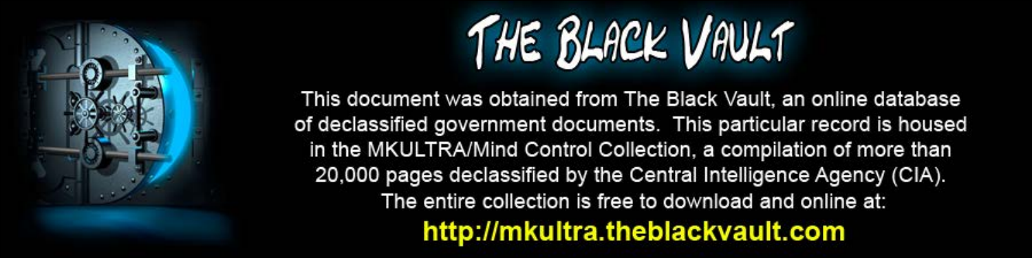# THE BLACK VAULT

This document was obtained from The Black Vault, an online database of declassified government documents. This particular record is housed in the MKULTRA/Mind Control Collection, a compilation of more than 20,000 pages declassified by the Central Intelligence Agency (CIA). The entire collection is free to download and online at:

**http://mkultra.theblackvault.com**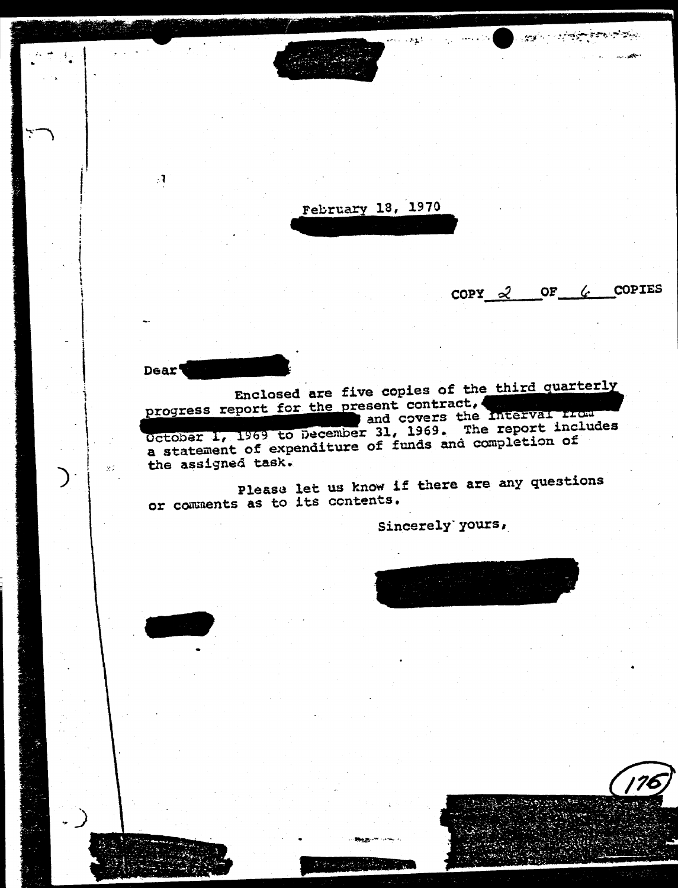February 18, 1970

COPY 2 OF 6 COPIES

Dear

Enclosed are five copies of the third quarterly progress report for the present contract, and covers the interval from October 1, 1969 to December 31, 1969. The report includes a statement of expenditure of funds and completion of the assigned task.

Please let us know if there are any questions or comments as to its contents.

Sincerely yours,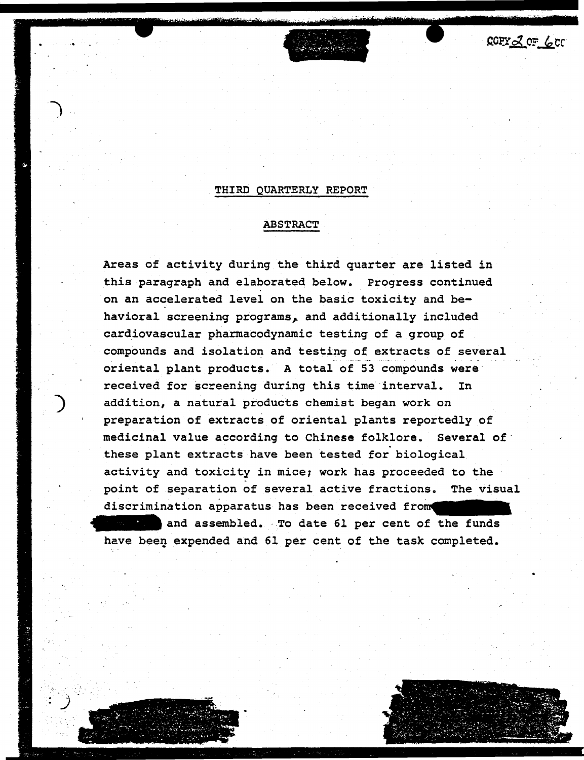COPY 2 OF 6 CC

## THIRD QUARTERLY REPORT

### ABSTRACT

Areas of activity during the third quarter are listed in this paragraph and elaborated below. Progress continued on an accelerated level on the basic toxicity and behavioral screening programs, and additionally included cardiovascular pharmacodynamic testing of a group of compounds and isolation and testing of extracts of several oriental plant products. A total of 53 compounds were received for screening during this time interval. In addition, a natural products chemist began work on preparation of extracts of oriental plants reportedly of medicinal value according to Chinese folklore. Several of these plant extracts have been tested for biological activity and toxicity in mice; work has proceeded to the point of separation of several active fractions. The visual discrimination apparatus has been received from [redacted] and assembled. To date 61 per cent of the funds have been expended and 61 per cent of the task completed.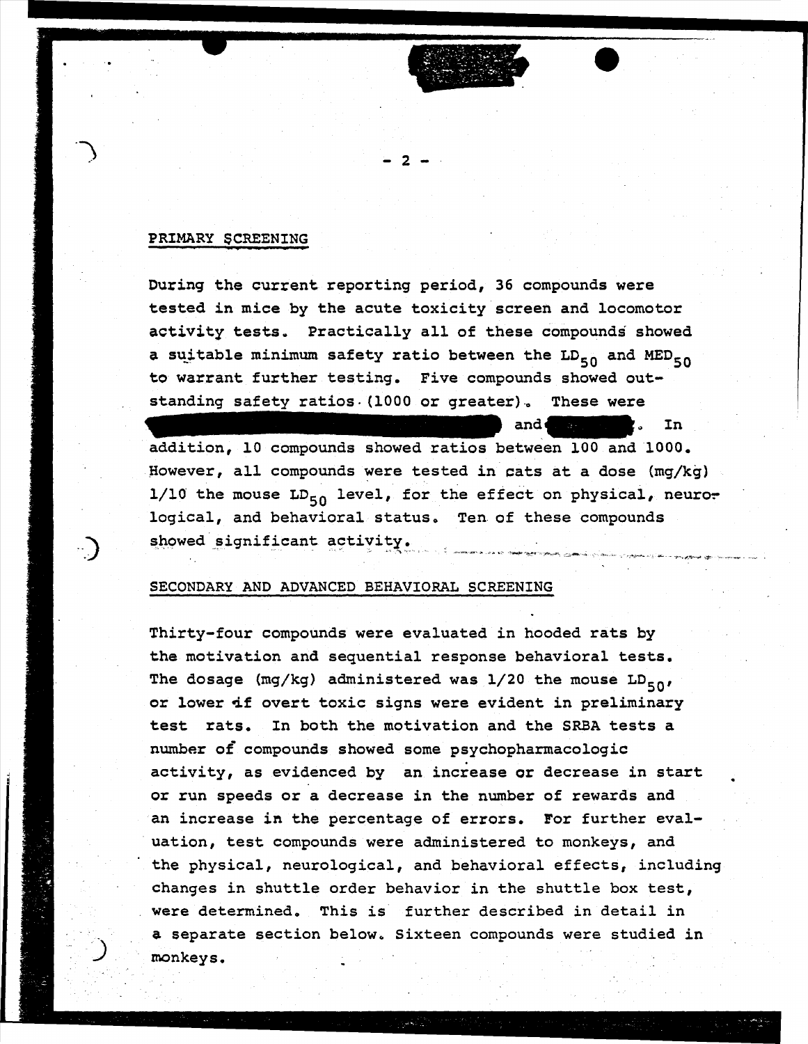## PRIMARY SCREENING

During the current reporting period, 36 compounds were tested in mice by the acute toxicity screen and locomotor activity tests. Practically all of these compounds showed a suitable minimum safety ratio between the $LD_{50}$ and $MED_{50}$ to warrant further testing. Five compounds showed outstanding safety ratios (1000 or greater). These were and . In addition, 10 compounds showed ratios between 100 and 1000. However, all compounds were tested in cats at a dose (mg/kg) 1/10 the mouse $LD_{50}$ level, for the effect on physical, neurological, and behavioral status. Ten of these compounds showed significant activity.

## SECONDARY AND ADVANCED BEHAVIORAL SCREENING

Thirty-four compounds were evaluated in hooded rats by the motivation and sequential response behavioral tests. The dosage (mg/kg) administered was 1/20 the mouse $LD_{50}$, or lower if overt toxic signs were evident in preliminary test rats. In both the motivation and the SRBA tests a number of compounds showed some psychopharmacologic activity, as evidenced by an increase or decrease in start or run speeds or a decrease in the number of rewards and an increase in the percentage of errors. For further evaluation, test compounds were administered to monkeys, and the physical, neurological, and behavioral effects, including changes in shuttle order behavior in the shuttle box test, were determined. This is further described in detail in a separate section below. Sixteen compounds were studied in monkeys.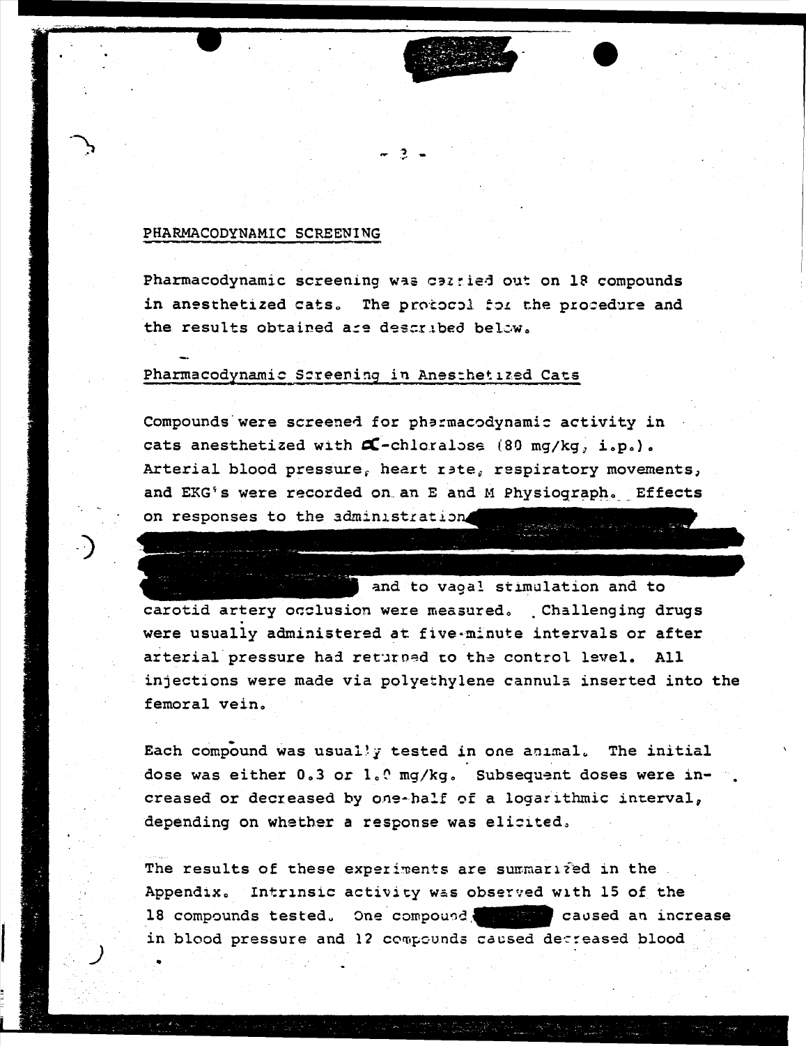## PHARMACODYNAMIC SCREENING

Pharmacodynamic screening was carried out on 18 compounds in anesthetized cats. The protocol for the procedure and the results obtained are described below.

### Pharmacodynamic Screening in Anesthetized Cats

Compounds were screened for pharmacodynamic activity in cats anesthetized with α-chloralose (80 mg/kg, i.p.). Arterial blood pressure, heart rate, respiratory movements, and EKG's were recorded on an E and M Physiograph. Effects on responses to the administration [redacted] and to vagal stimulation and to carotid artery occlusion were measured. Challenging drugs were usually administered at five-minute intervals or after arterial pressure had returned to the control level. All injections were made via polyethylene cannula inserted into the femoral vein.

Each compound was usually tested in one animal. The initial dose was either 0.3 or 1.0 mg/kg. Subsequent doses were increased or decreased by one-half of a logarithmic interval, depending on whether a response was elicited.

The results of these experiments are summarized in the Appendix. Intrinsic activity was observed with 15 of the 18 compounds tested. One compound [redacted] caused an increase in blood pressure and 12 compounds caused decreased blood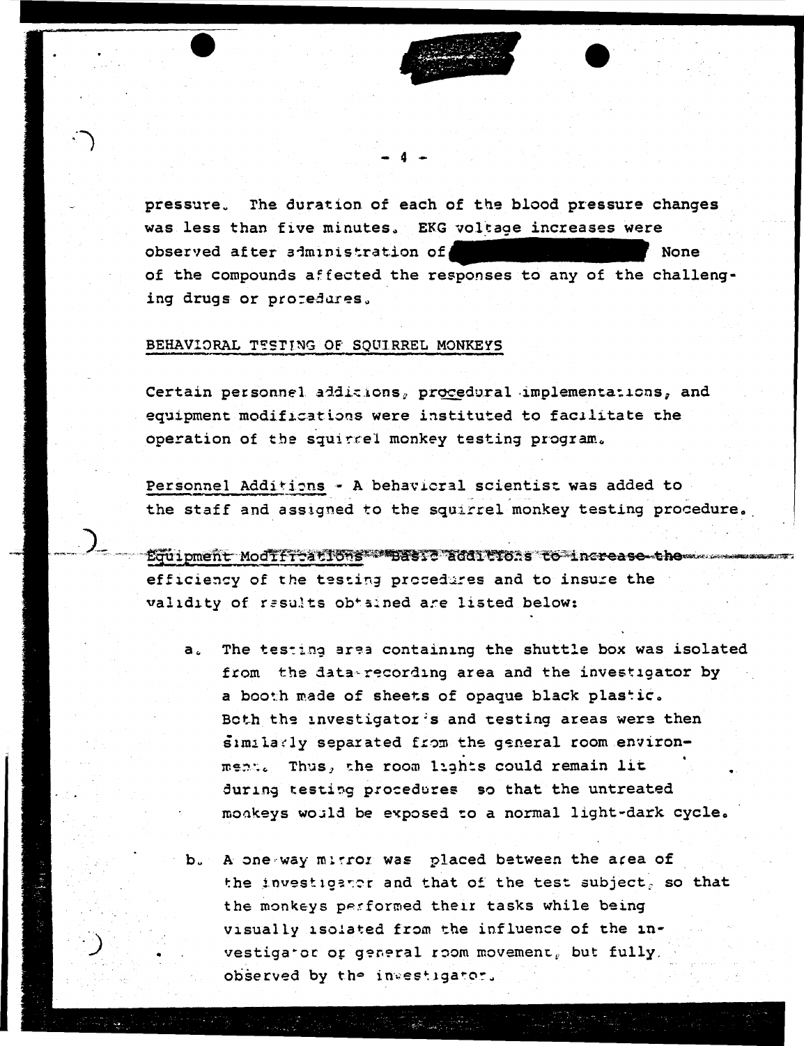pressure. The duration of each of the blood pressure changes was less than five minutes. EKG voltage increases were observed after administration of [REDACTED] None of the compounds affected the responses to any of the challenging drugs or procedures.

BEHAVIORAL TESTING OF SQUIRREL MONKEYS

Certain personnel additions, procedural implementations, and equipment modifications were instituted to facilitate the operation of the squirrel monkey testing program.

Personnel Additions - A behavioral scientist was added to the staff and assigned to the squirrel monkey testing procedure.

Equipment Modifications - Basic additions to increase the efficiency of the testing procedures and to insure the validity of results obtained are listed below:

a. The testing area containing the shuttle box was isolated from the data-recording area and the investigator by a booth made of sheets of opaque black plastic. Both the investigator's and testing areas were then similarly separated from the general room environment. Thus, the room lights could remain lit during testing procedures so that the untreated monkeys would be exposed to a normal light-dark cycle.

b. A one-way mirror was placed between the area of the investigator and that of the test subject, so that the monkeys performed their tasks while being visually isolated from the influence of the investigator or general room movement, but fully observed by the investigator.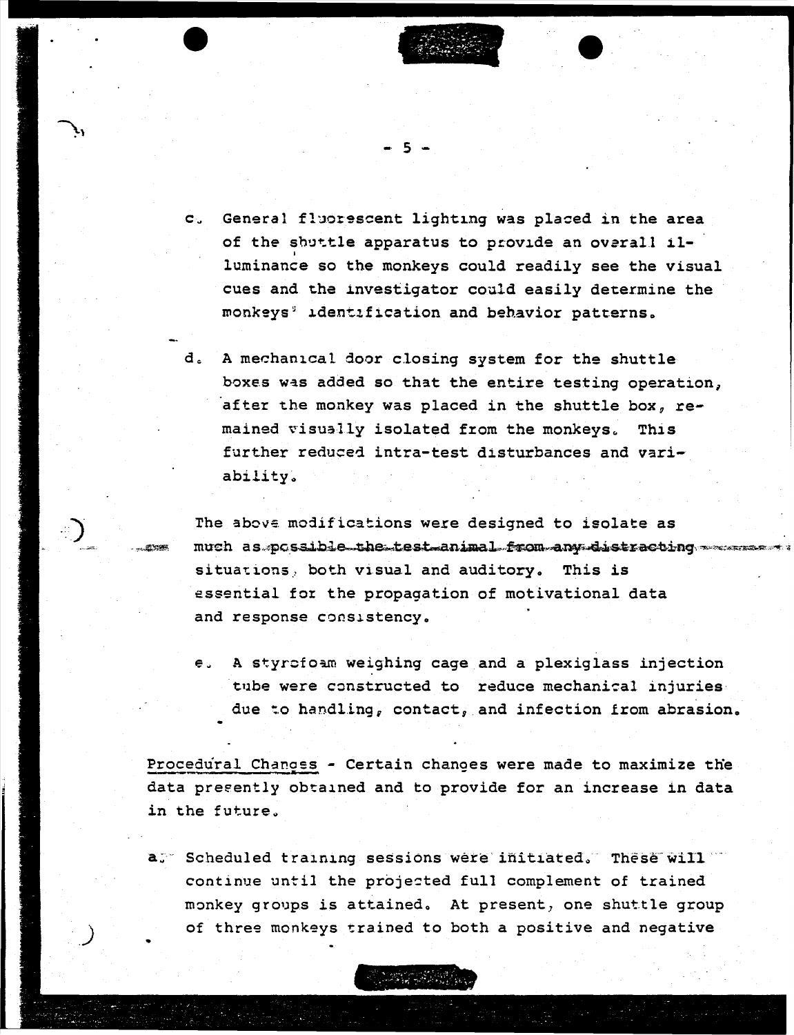c. General fluorescent lighting was placed in the area of the shuttle apparatus to provide an overall illuminance so the monkeys could readily see the visual cues and the investigator could easily determine the monkeys' identification and behavior patterns.

d. A mechanical door closing system for the shuttle boxes was added so that the entire testing operation, after the monkey was placed in the shuttle box, remained visually isolated from the monkeys. This further reduced intra-test disturbances and variability.

The above modifications were designed to isolate as much as possible the test animal from any distracting situations, both visual and auditory. This is essential for the propagation of motivational data and response consistency.

e. A styrofoam weighing cage and a plexiglass injection tube were constructed to reduce mechanical injuries due to handling, contact, and infection from abrasion.

Procedural Changes - Certain changes were made to maximize the data presently obtained and to provide for an increase in data in the future.

a. Scheduled training sessions were initiated. These will continue until the projected full complement of trained monkey groups is attained. At present, one shuttle group of three monkeys trained to both a positive and negative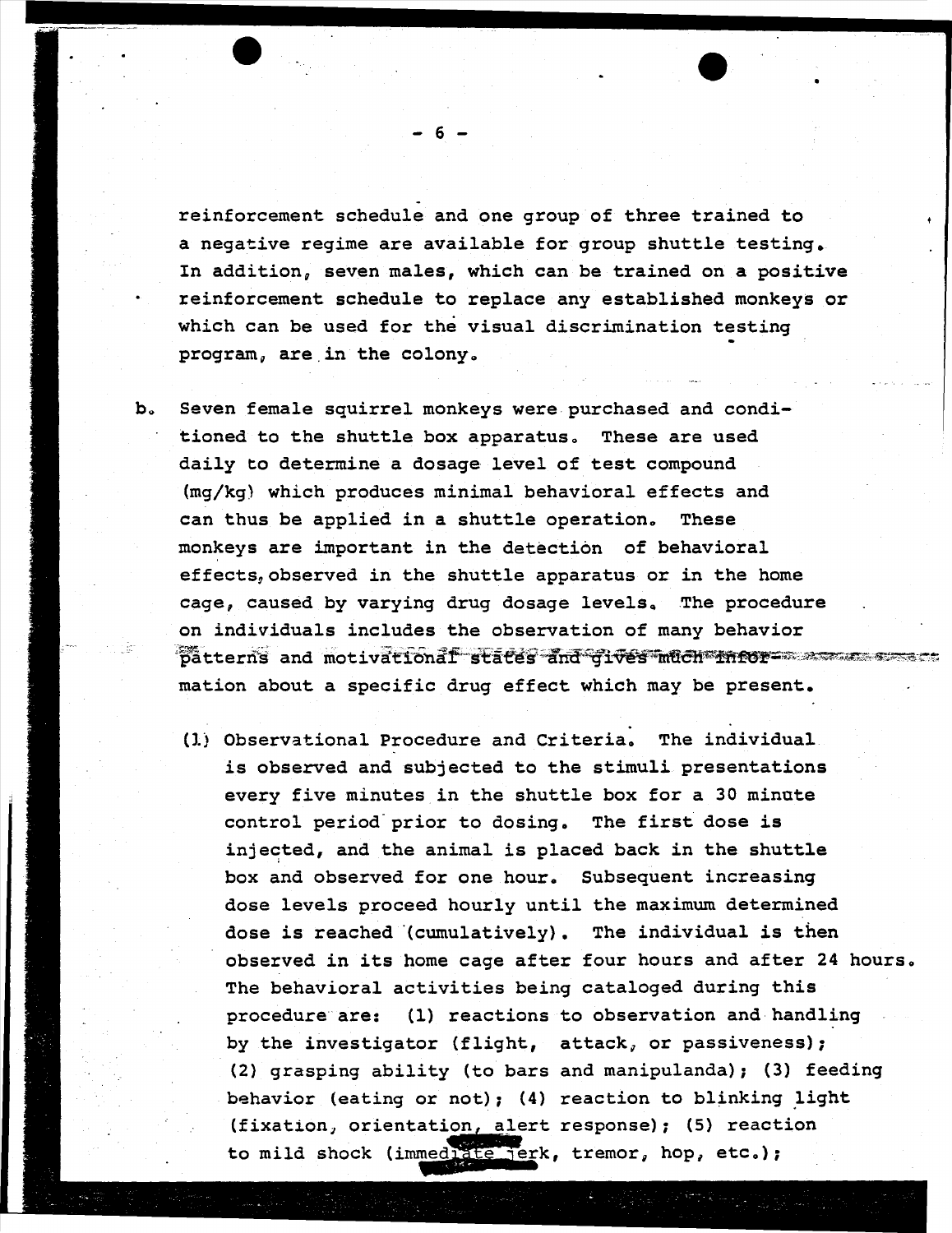reinforcement schedule and one group of three trained to a negative regime are available for group shuttle testing. In addition, seven males, which can be trained on a positive reinforcement schedule to replace any established monkeys or which can be used for the visual discrimination testing program, are in the colony.

b. Seven female squirrel monkeys were purchased and conditioned to the shuttle box apparatus. These are used daily to determine a dosage level of test compound (mg/kg) which produces minimal behavioral effects and can thus be applied in a shuttle operation. These monkeys are important in the detection of behavioral effects, observed in the shuttle apparatus or in the home cage, caused by varying drug dosage levels. The procedure on individuals includes the observation of many behavior patterns and motivational states and gives much information about a specific drug effect which may be present.

(1) Observational Procedure and Criteria. The individual is observed and subjected to the stimuli presentations every five minutes in the shuttle box for a 30 minute control period prior to dosing. The first dose is injected, and the animal is placed back in the shuttle box and observed for one hour. Subsequent increasing dose levels proceed hourly until the maximum determined dose is reached (cumulatively). The individual is then observed in its home cage after four hours and after 24 hours. The behavioral activities being cataloged during this procedure are: (1) reactions to observation and handling by the investigator (flight, attack, or passiveness); (2) grasping ability (to bars and manipulanda); (3) feeding behavior (eating or not); (4) reaction to blinking light (fixation, orientation, alert response); (5) reaction to mild shock (immediate jerk, tremor, hop, etc.);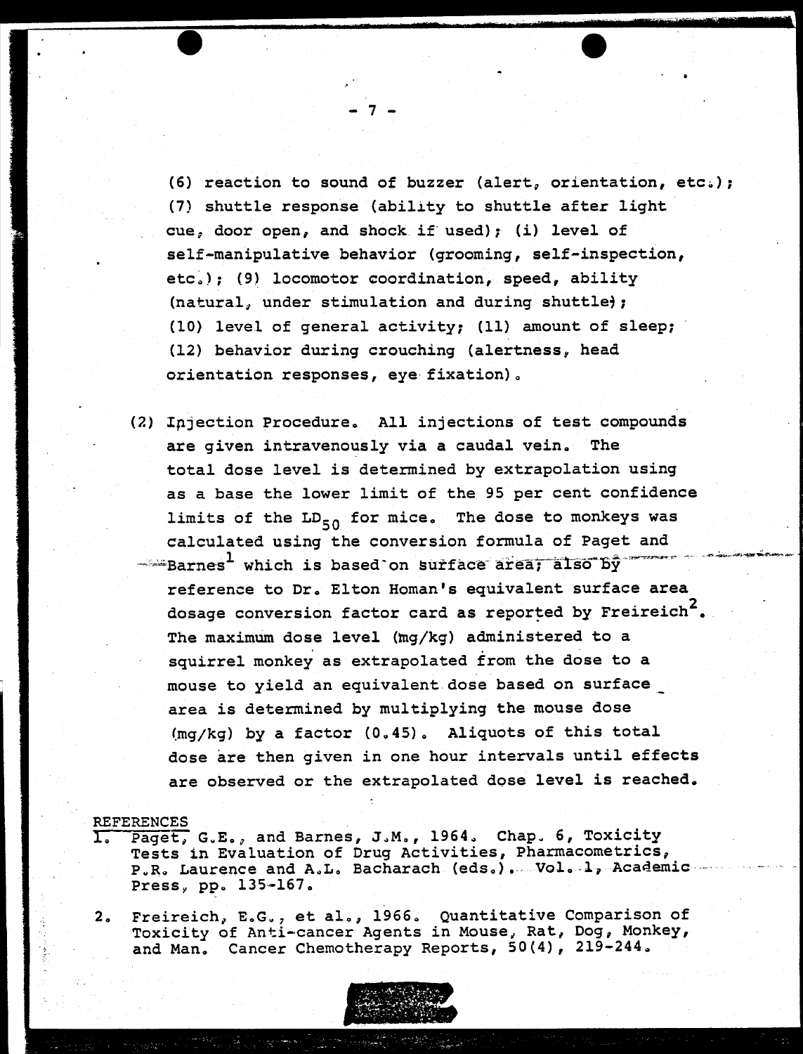(6) reaction to sound of buzzer (alert, orientation, etc.); (7) shuttle response (ability to shuttle after light cue, door open, and shock if used); (i) level of self-manipulative behavior (grooming, self-inspection, etc.); (9) locomotor coordination, speed, ability (natural, under stimulation and during shuttle); (10) level of general activity; (11) amount of sleep; (12) behavior during crouching (alertness, head orientation responses, eye fixation).

(2) Injection Procedure. All injections of test compounds are given intravenously via a caudal vein. The total dose level is determined by extrapolation using as a base the lower limit of the 95 per cent confidence limits of the $LD_{50}$ for mice. The dose to monkeys was calculated using the conversion formula of Paget and Barnes[1] which is based on surface area; also by reference to Dr. Elton Homan's equivalent surface area dosage conversion factor card as reported by Freireich[2]. The maximum dose level (mg/kg) administered to a squirrel monkey as extrapolated from the dose to a mouse to yield an equivalent dose based on surface area is determined by multiplying the mouse dose (mg/kg) by a factor (0.45). Aliquots of this total dose are then given in one hour intervals until effects are observed or the extrapolated dose level is reached.

REFERENCES

1. Paget, G.E., and Barnes, J.M., 1964. Chap. 6, Toxicity Tests in Evaluation of Drug Activities, Pharmacometrics, P.R. Laurence and A.L. Bacharach (eds.). Vol. 1, Academic Press, pp. 135-167.

2. Freireich, E.G., et al., 1966. Quantitative Comparison of Toxicity of Anti-cancer Agents in Mouse, Rat, Dog, Monkey, and Man. Cancer Chemotherapy Reports, 50(4), 219-244.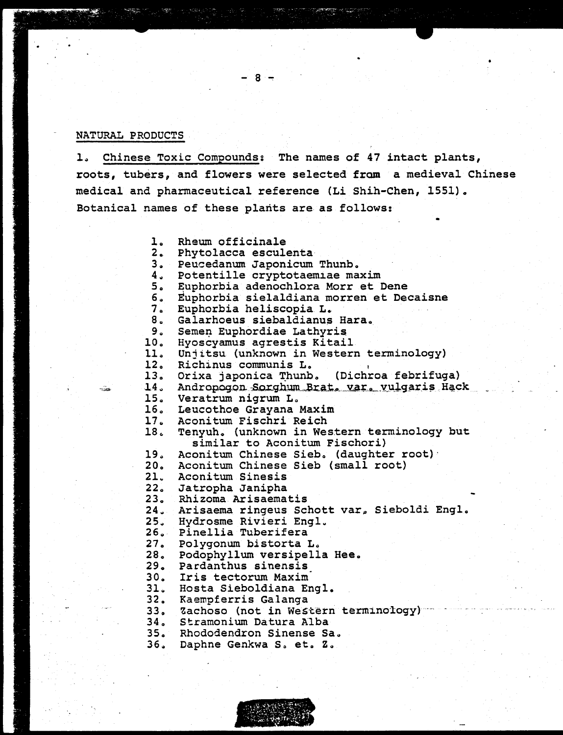## NATURAL PRODUCTS

1. Chinese Toxic Compounds: The names of 47 intact plants, roots, tubers, and flowers were selected from a medieval Chinese medical and pharmaceutical reference (Li Shih-Chen, 1551). Botanical names of these plants are as follows:

1. Rheum officinale
2. Phytolacca esculenta
3. Peucedanum Japonicum Thunb.
4. Potentille cryptotaemiae maxim
5. Euphorbia adenochlora Morr et Dene
6. Euphorbia sielaldiana morren et Decaisne
7. Euphorbia heliscopia L.
8. Galarhoeus siebaldianus Hara.
9. Semen Euphordiae Lathyris
10. Hyoscyamus agrestis Kitail
11. Unjitsu (unknown in Western terminology)
12. Richinus communis L.
13. Orixa japonica Thunb. (Dichroa febrifuga)
14. Andropogon Sorghum Brat. var. vulgaris Hack
15. Veratrum nigrum L.
16. Leucothoe Grayana Maxim
17. Aconitum Fischri Reich
18. Tenyuh. (unknown in Western terminology but similar to Aconitum Fischori)
19. Aconitum Chinese Sieb. (daughter root)
20. Aconitum Chinese Sieb (small root)
21. Aconitum Sinesis
22. Jatropha Janipha
23. Rhizoma Arisaematis
24. Arisaema ringeus Schott var. Sieboldi Engl.
25. Hydrosme Rivieri Engl.
26. Pinellia Tuberifera
27. Polygonum bistorta L.
28. Podophyllum versipella Hee.
29. Pardanthus sinensis
30. Iris tectorum Maxim
31. Hosta Sieboldiana Engl.
32. Kaempferris Galanga
33. Zachoso (not in Western terminology)
34. Stramonium Datura Alba
35. Rhododendron Sinense Sa.
36. Daphne Genkwa S. et. Z.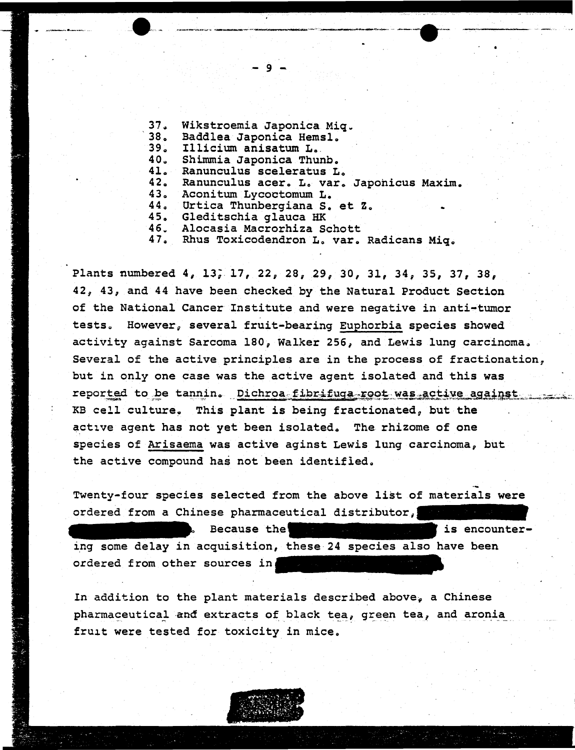37. Wikstroemia Japonica Miq.
38. Baddlea Japonica Hemsl.
39. Illicium anisatum L.
40. Shimmia Japonica Thunb.
41. Ranunculus sceleratus L.
42. Ranunculus acer. L. var. Japonicus Maxim.
43. Aconitum Lycoctomum L.
44. Urtica Thunbergiana S. et Z.
45. Gleditschia glauca HK
46. Alocasia Macrorhiza Schott
47. Rhus Toxicodendron L. var. Radicans Miq.

Plants numbered 4, 13, 17, 22, 28, 29, 30, 31, 34, 35, 37, 38, 42, 43, and 44 have been checked by the Natural Product Section of the National Cancer Institute and were negative in anti-tumor tests. However, several fruit-bearing Euphorbia species showed activity against Sarcoma 180, Walker 256, and Lewis lung carcinoma. Several of the active principles are in the process of fractionation, but in only one case was the active agent isolated and this was reported to be tannin. Dichroa fibrifuga root was active against KB cell culture. This plant is being fractionated, but the active agent has not yet been isolated. The rhizome of one species of Arisaema was active aginst Lewis lung carcinoma, but the active compound has not been identified.

Twenty-four species selected from the above list of materials were ordered from a Chinese pharmaceutical distributor, ██████ ██████. Because the ██████ is encountering some delay in acquisition, these 24 species also have been ordered from other sources in ██████.

In addition to the plant materials described above, a Chinese pharmaceutical and extracts of black tea, green tea, and aronia fruit were tested for toxicity in mice.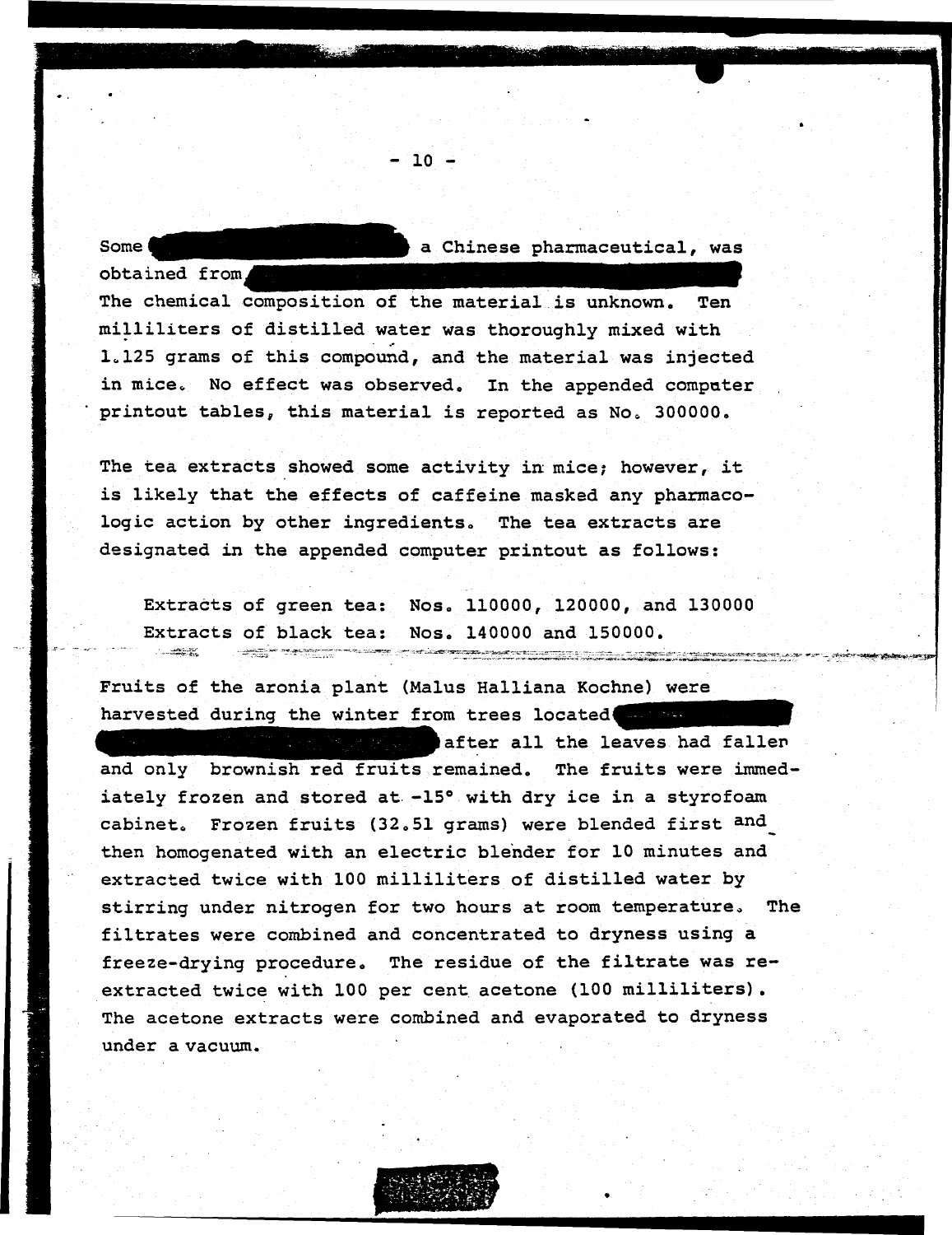Some a Chinese pharmaceutical, was obtained from

The chemical composition of the material is unknown. Ten milliliters of distilled water was thoroughly mixed with 1.125 grams of this compound, and the material was injected in mice. No effect was observed. In the appended computer printout tables, this material is reported as No. 300000.

The tea extracts showed some activity in mice; however, it is likely that the effects of caffeine masked any pharmacologic action by other ingredients. The tea extracts are designated in the appended computer printout as follows:

Extracts of green tea: Nos. 110000, 120000, and 130000
Extracts of black tea: Nos. 140000 and 150000.

Fruits of the aronia plant (Malus Halliana Kochne) were harvested during the winter from trees located after all the leaves had fallen and only brownish red fruits remained. The fruits were immediately frozen and stored at -15° with dry ice in a styrofoam cabinet. Frozen fruits (32.51 grams) were blended first and then homogenated with an electric blender for 10 minutes and extracted twice with 100 milliliters of distilled water by stirring under nitrogen for two hours at room temperature. The filtrates were combined and concentrated to dryness using a freeze-drying procedure. The residue of the filtrate was re-extracted twice with 100 per cent acetone (100 milliliters). The acetone extracts were combined and evaporated to dryness under a vacuum.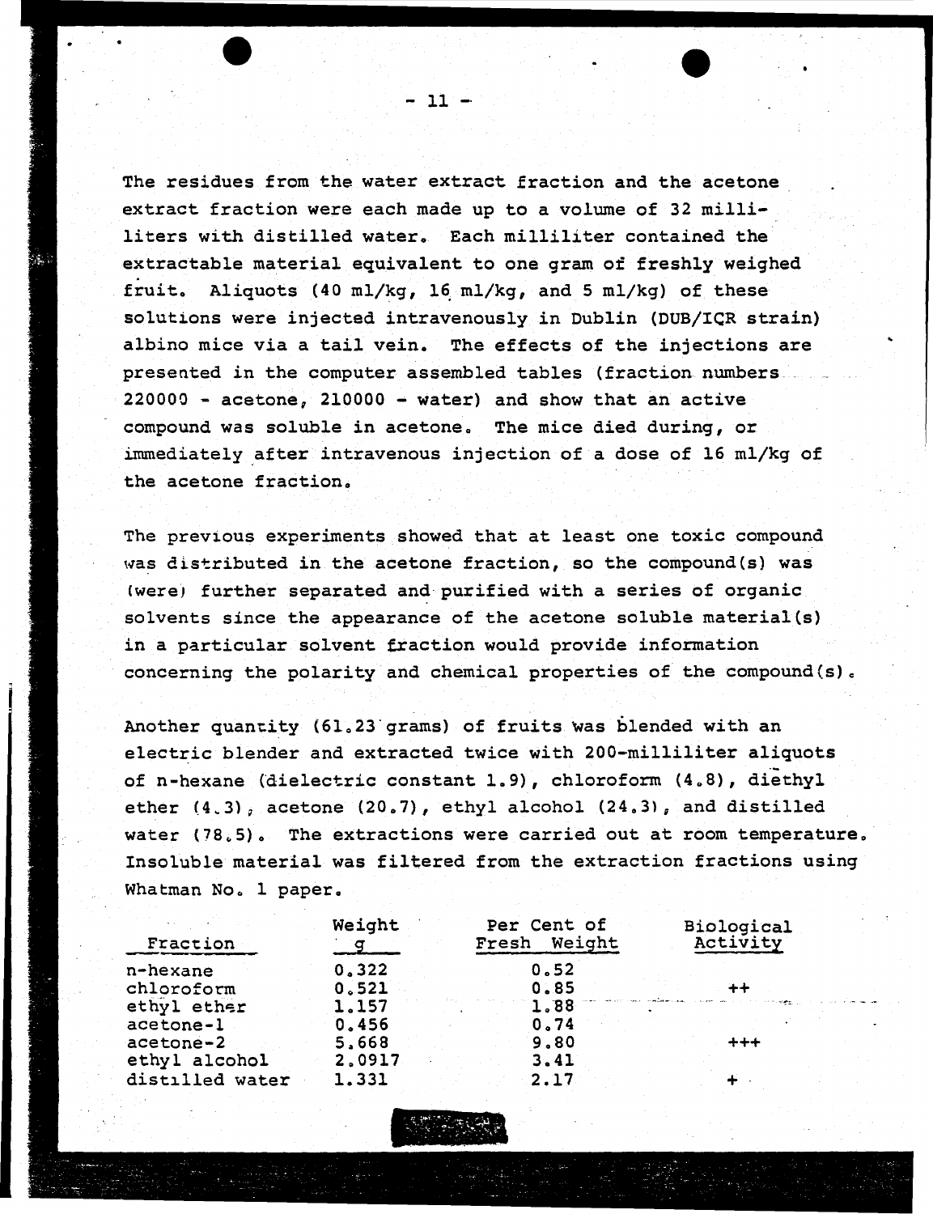The residues from the water extract fraction and the acetone extract fraction were each made up to a volume of 32 milliliters with distilled water. Each milliliter contained the extractable material equivalent to one gram of freshly weighed fruit. Aliquots (40 ml/kg, 16 ml/kg, and 5 ml/kg) of these solutions were injected intravenously in Dublin (DUB/ICR strain) albino mice via a tail vein. The effects of the injections are presented in the computer assembled tables (fraction numbers 220000 - acetone, 210000 - water) and show that an active compound was soluble in acetone. The mice died during, or immediately after intravenous injection of a dose of 16 ml/kg of the acetone fraction.

The previous experiments showed that at least one toxic compound was distributed in the acetone fraction, so the compound(s) was (were) further separated and purified with a series of organic solvents since the appearance of the acetone soluble material(s) in a particular solvent fraction would provide information concerning the polarity and chemical properties of the compound(s).

Another quantity (61.23 grams) of fruits was blended with an electric blender and extracted twice with 200-milliliter aliquots of n-hexane (dielectric constant 1.9), chloroform (4.8), diethyl ether (4.3), acetone (20.7), ethyl alcohol (24.3), and distilled water (78.5). The extractions were carried out at room temperature. Insoluble material was filtered from the extraction fractions using Whatman No. 1 paper.

| Fraction | Weight g | Per Cent of Fresh Weight | Biological Activity |
|---|---|---|---|
| n-hexane | 0.322 | 0.52 | |
| chloroform | 0.521 | 0.85 | ++ |
| ethyl ether | 1.157 | 1.88 | |
| acetone-1 | 0.456 | 0.74 | |
| acetone-2 | 5.668 | 9.80 | +++ |
| ethyl alcohol | 2.0917 | 3.41 | |
| distilled water | 1.331 | 2.17 | + |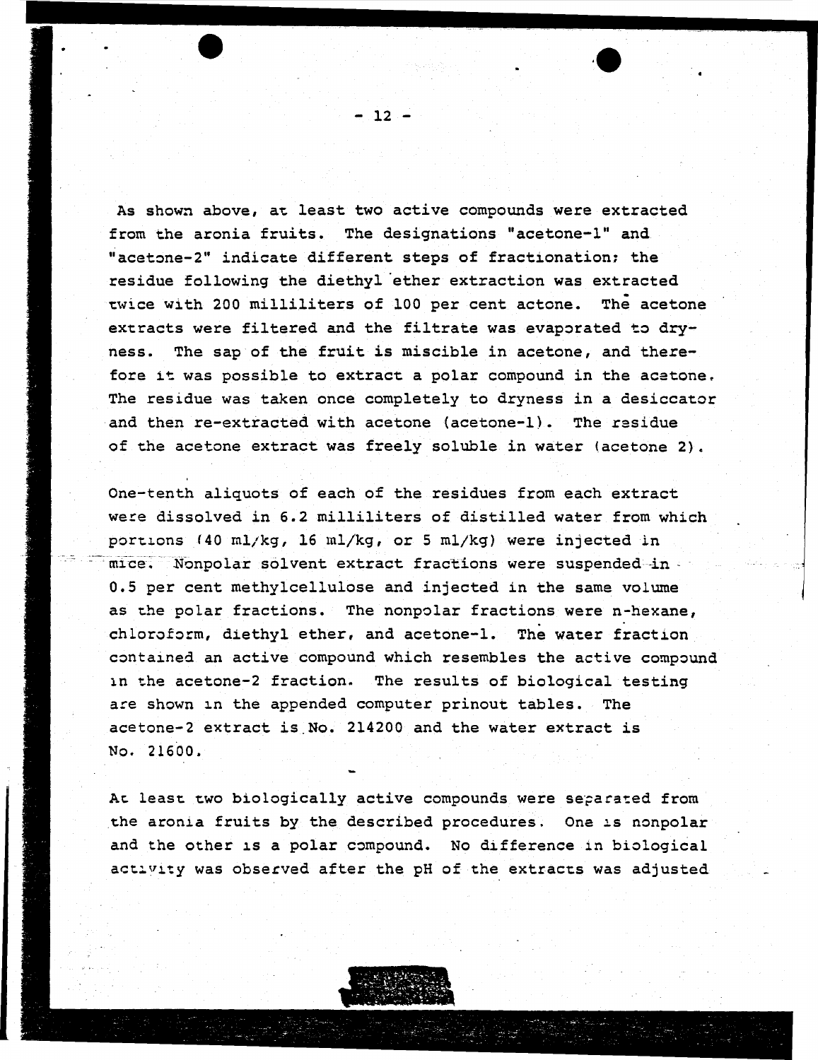As shown above, at least two active compounds were extracted from the aronia fruits. The designations "acetone-1" and "acetone-2" indicate different steps of fractionation; the residue following the diethyl ether extraction was extracted twice with 200 milliliters of 100 per cent actone. The acetone extracts were filtered and the filtrate was evaporated to dryness. The sap of the fruit is miscible in acetone, and therefore it was possible to extract a polar compound in the acetone. The residue was taken once completely to dryness in a desiccator and then re-extracted with acetone (acetone-1). The residue of the acetone extract was freely soluble in water (acetone 2).

One-tenth aliquots of each of the residues from each extract were dissolved in 6.2 milliliters of distilled water from which portions (40 ml/kg, 16 ml/kg, or 5 ml/kg) were injected in mice. Nonpolar solvent extract fractions were suspended in 0.5 per cent methylcellulose and injected in the same volume as the polar fractions. The nonpolar fractions were n-hexane, chloroform, diethyl ether, and acetone-1. The water fraction contained an active compound which resembles the active compound in the acetone-2 fraction. The results of biological testing are shown in the appended computer prinout tables. The acetone-2 extract is No. 214200 and the water extract is No. 21600.

At least two biologically active compounds were separated from the aronia fruits by the described procedures. One is nonpolar and the other is a polar compound. No difference in biological activity was observed after the pH of the extracts was adjusted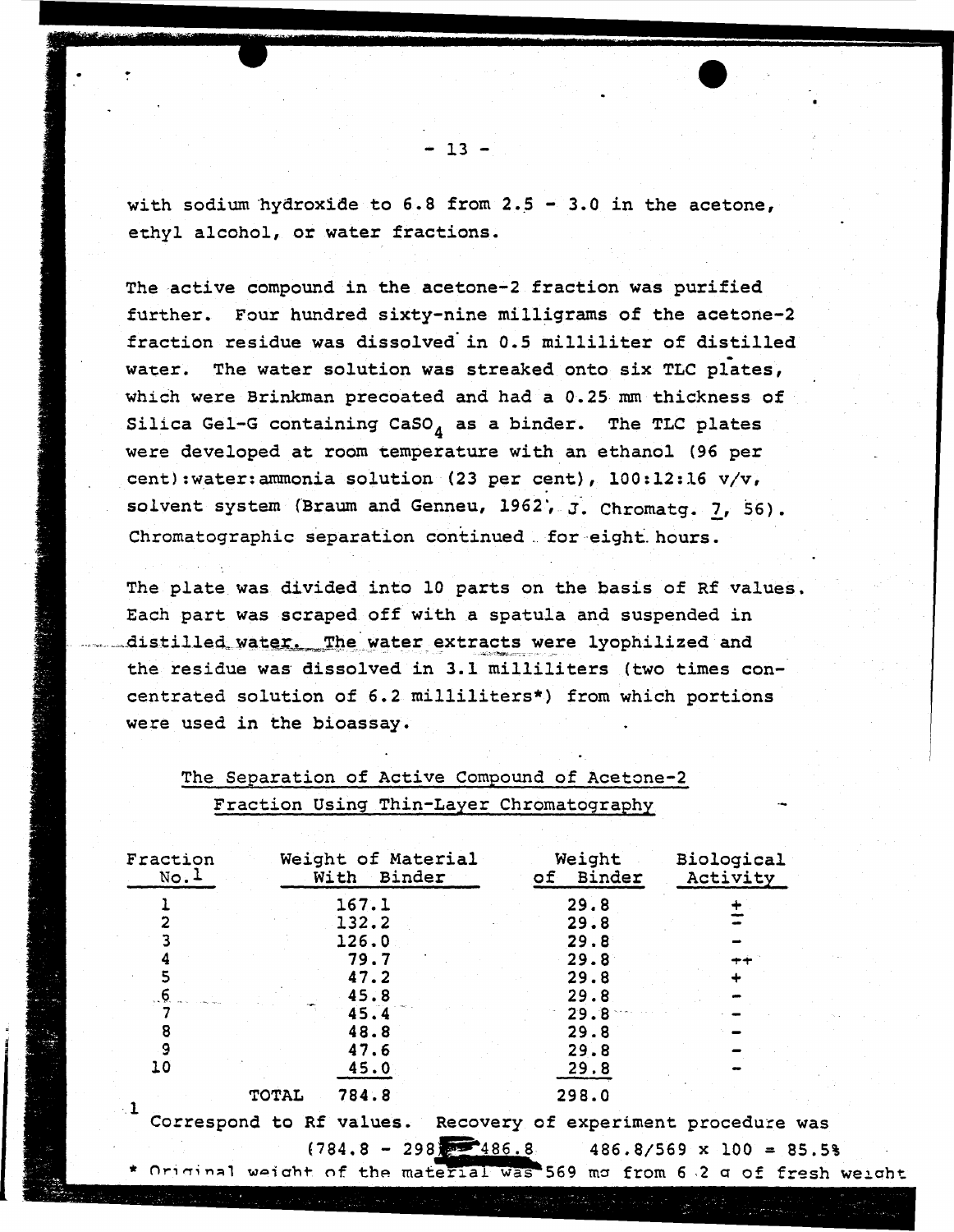with sodium hydroxide to 6.8 from 2.5 - 3.0 in the acetone, ethyl alcohol, or water fractions.

The active compound in the acetone-2 fraction was purified further. Four hundred sixty-nine milligrams of the acetone-2 fraction residue was dissolved in 0.5 milliliter of distilled water. The water solution was streaked onto six TLC plates, which were Brinkman precoated and had a 0.25 mm thickness of Silica Gel-G containing $CaSO_4$ as a binder. The TLC plates were developed at room temperature with an ethanol (96 per cent):water:ammonia solution (23 per cent), 100:12:16 v/v, solvent system (Braum and Genneu, 1962, J. Chromatg. 7, 56). Chromatographic separation continued for eight hours.

The plate was divided into 10 parts on the basis of Rf values. Each part was scraped off with a spatula and suspended in distilled water. The water extracts were lyophilized and the residue was dissolved in 3.1 milliliters (two times concentrated solution of 6.2 milliliters*) from which portions were used in the bioassay.

The Separation of Active Compound of Acetone-2 Fraction Using Thin-Layer Chromatography

| Fraction No.[1] | Weight of Material With Binder | Weight of Binder | Biological Activity |
|---|---|---|---|
| 1 | 167.1 | 29.8 | ± |
| 2 | 132.2 | 29.8 | ∓ |
| 3 | 126.0 | 29.8 | - |
| 4 | 79.7 | 29.8 | ++ |
| 5 | 47.2 | 29.8 | + |
| 6 | 45.8 | 29.8 | - |
| 7 | 45.4 | 29.8 | - |
| 8 | 48.8 | 29.8 | - |
| 9 | 47.6 | 29.8 | - |
| 10 | 45.0 | 29.8 | - |
| TOTAL | 784.8 | 298.0 | |

[1] Correspond to Rf values. Recovery of experiment procedure was (784.8 - 298) = 486.8   486.8/569 x 100 = 85.5%

* Original weight of the material was 569 mg from 6.2 g of fresh weight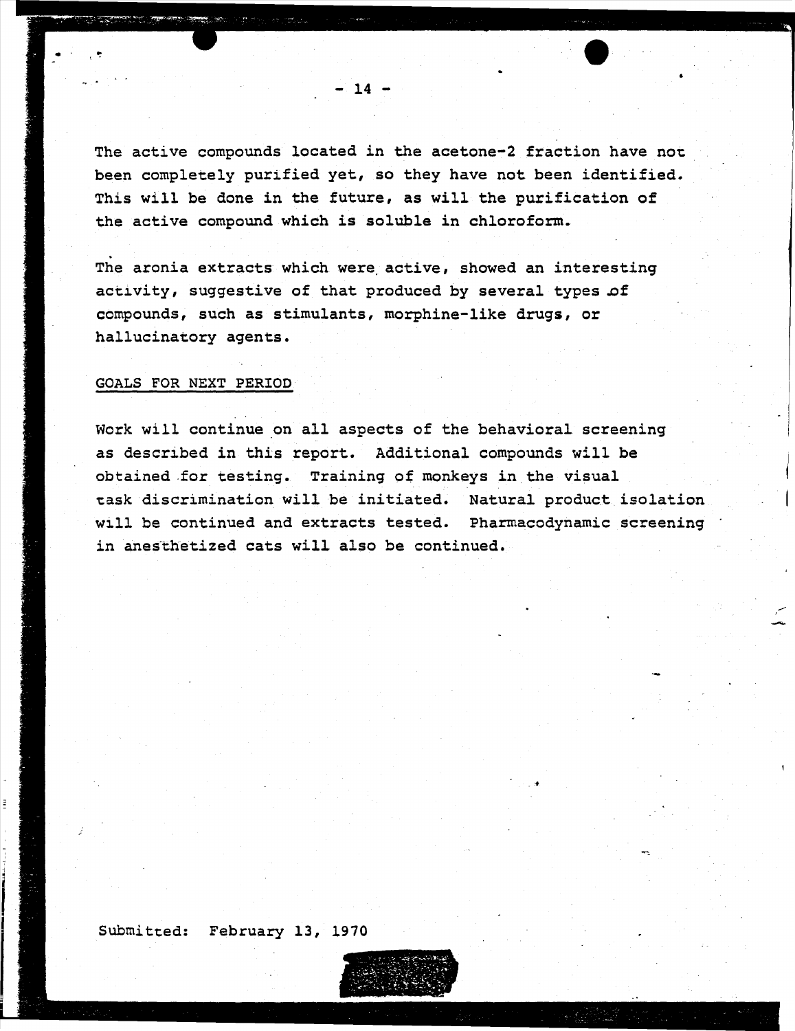The active compounds located in the acetone-2 fraction have not been completely purified yet, so they have not been identified. This will be done in the future, as will the purification of the active compound which is soluble in chloroform.

The aronia extracts which were active, showed an interesting activity, suggestive of that produced by several types of compounds, such as stimulants, morphine-like drugs, or hallucinatory agents.

## GOALS FOR NEXT PERIOD

Work will continue on all aspects of the behavioral screening as described in this report. Additional compounds will be obtained for testing. Training of monkeys in the visual task discrimination will be initiated. Natural product isolation will be continued and extracts tested. Pharmacodynamic screening in anesthetized cats will also be continued.

Submitted: February 13, 1970